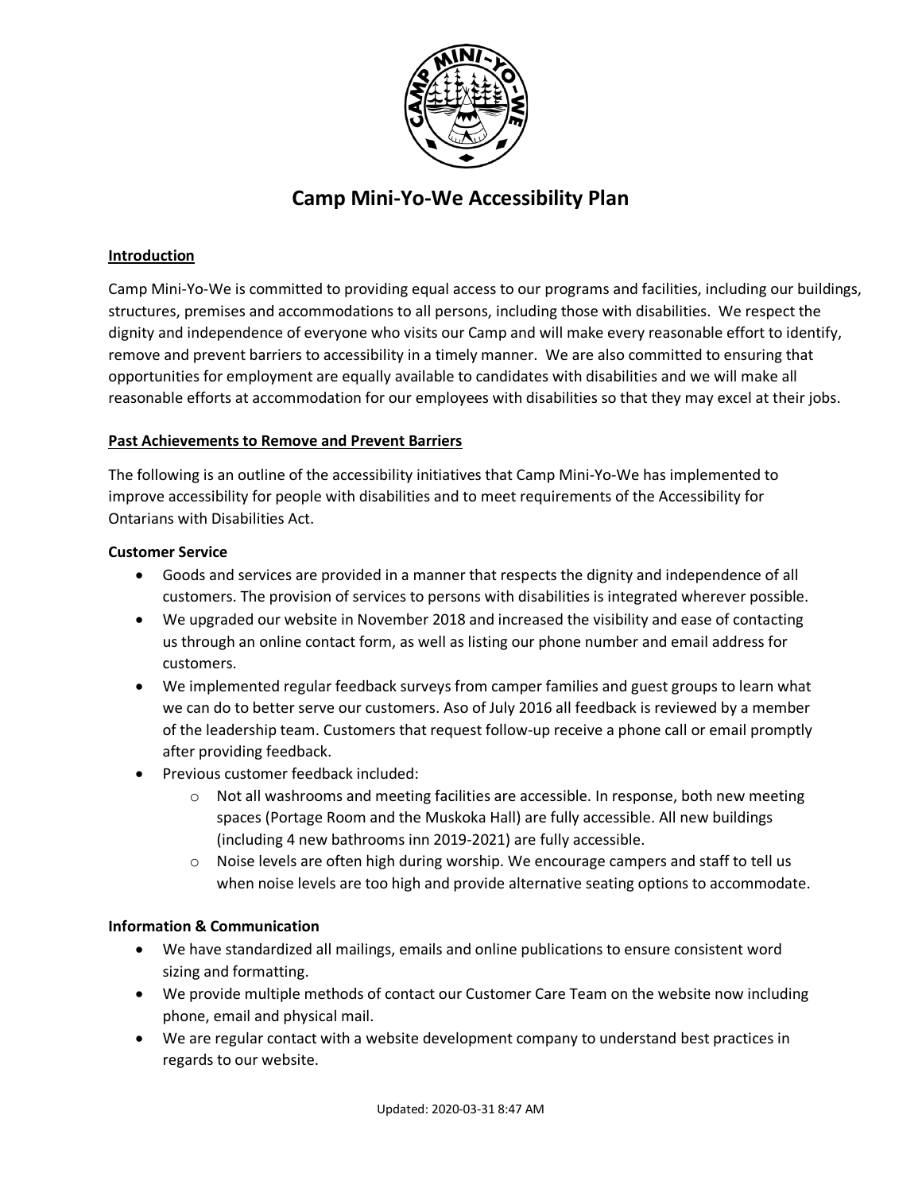# Camp Mini-Yo-We Accessibility Plan

**Introduction**

Camp Mini-Yo-We is committed to providing equal access to our programs and facilities, including our buildings, structures, premises and accommodations to all persons, including those with disabilities. We respect the dignity and independence of everyone who visits our Camp and will make every reasonable effort to identify, remove and prevent barriers to accessibility in a timely manner. We are also committed to ensuring that opportunities for employment are equally available to candidates with disabilities and we will make all reasonable efforts at accommodation for our employees with disabilities so that they may excel at their jobs.

**Past Achievements to Remove and Prevent Barriers**

The following is an outline of the accessibility initiatives that Camp Mini-Yo-We has implemented to improve accessibility for people with disabilities and to meet requirements of the Accessibility for Ontarians with Disabilities Act.

**Customer Service**

- Goods and services are provided in a manner that respects the dignity and independence of all customers. The provision of services to persons with disabilities is integrated wherever possible.
- We upgraded our website in November 2018 and increased the visibility and ease of contacting us through an online contact form, as well as listing our phone number and email address for customers.
- We implemented regular feedback surveys from camper families and guest groups to learn what we can do to better serve our customers. Aso of July 2016 all feedback is reviewed by a member of the leadership team. Customers that request follow-up receive a phone call or email promptly after providing feedback.
- Previous customer feedback included:
  - Not all washrooms and meeting facilities are accessible. In response, both new meeting spaces (Portage Room and the Muskoka Hall) are fully accessible. All new buildings (including 4 new bathrooms inn 2019-2021) are fully accessible.
  - Noise levels are often high during worship. We encourage campers and staff to tell us when noise levels are too high and provide alternative seating options to accommodate.

**Information & Communication**

- We have standardized all mailings, emails and online publications to ensure consistent word sizing and formatting.
- We provide multiple methods of contact our Customer Care Team on the website now including phone, email and physical mail.
- We are regular contact with a website development company to understand best practices in regards to our website.

Updated: 2020-03-31 8:47 AM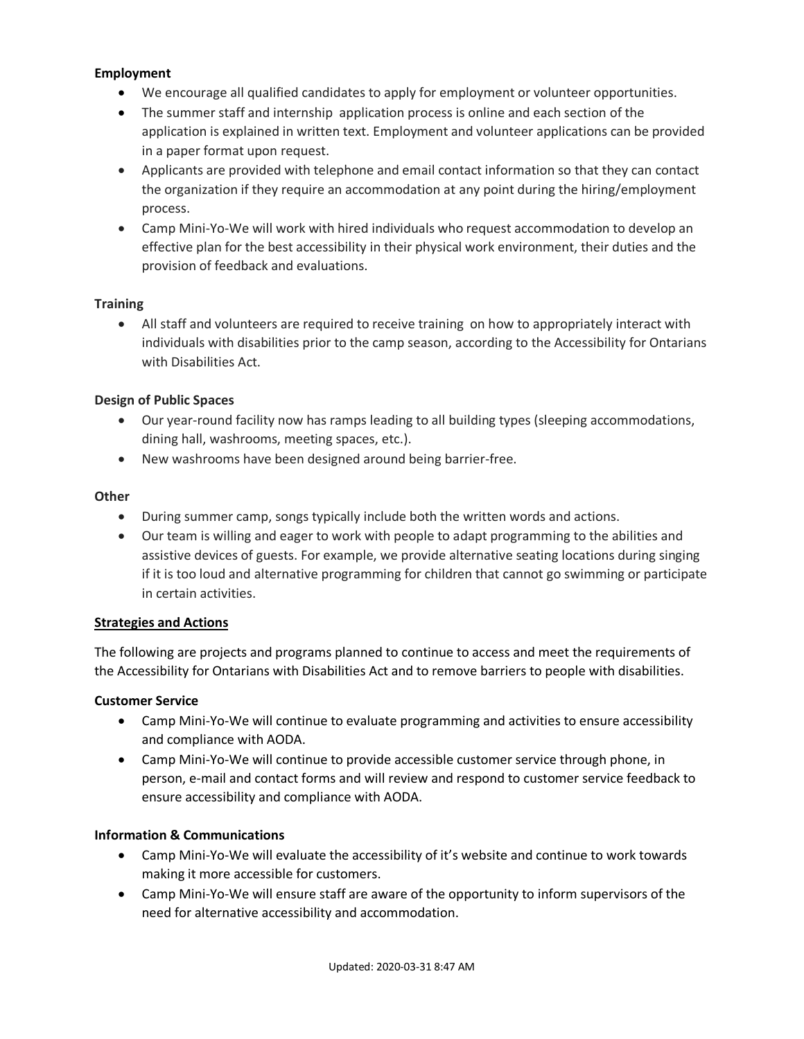**Employment**

- We encourage all qualified candidates to apply for employment or volunteer opportunities.
- The summer staff and internship application process is online and each section of the application is explained in written text. Employment and volunteer applications can be provided in a paper format upon request.
- Applicants are provided with telephone and email contact information so that they can contact the organization if they require an accommodation at any point during the hiring/employment process.
- Camp Mini-Yo-We will work with hired individuals who request accommodation to develop an effective plan for the best accessibility in their physical work environment, their duties and the provision of feedback and evaluations.

**Training**

- All staff and volunteers are required to receive training on how to appropriately interact with individuals with disabilities prior to the camp season, according to the Accessibility for Ontarians with Disabilities Act.

**Design of Public Spaces**

- Our year-round facility now has ramps leading to all building types (sleeping accommodations, dining hall, washrooms, meeting spaces, etc.).
- New washrooms have been designed around being barrier-free.

**Other**

- During summer camp, songs typically include both the written words and actions.
- Our team is willing and eager to work with people to adapt programming to the abilities and assistive devices of guests. For example, we provide alternative seating locations during singing if it is too loud and alternative programming for children that cannot go swimming or participate in certain activities.

## Strategies and Actions

The following are projects and programs planned to continue to access and meet the requirements of the Accessibility for Ontarians with Disabilities Act and to remove barriers to people with disabilities.

**Customer Service**

- Camp Mini-Yo-We will continue to evaluate programming and activities to ensure accessibility and compliance with AODA.
- Camp Mini-Yo-We will continue to provide accessible customer service through phone, in person, e-mail and contact forms and will review and respond to customer service feedback to ensure accessibility and compliance with AODA.

**Information & Communications**

- Camp Mini-Yo-We will evaluate the accessibility of it's website and continue to work towards making it more accessible for customers.
- Camp Mini-Yo-We will ensure staff are aware of the opportunity to inform supervisors of the need for alternative accessibility and accommodation.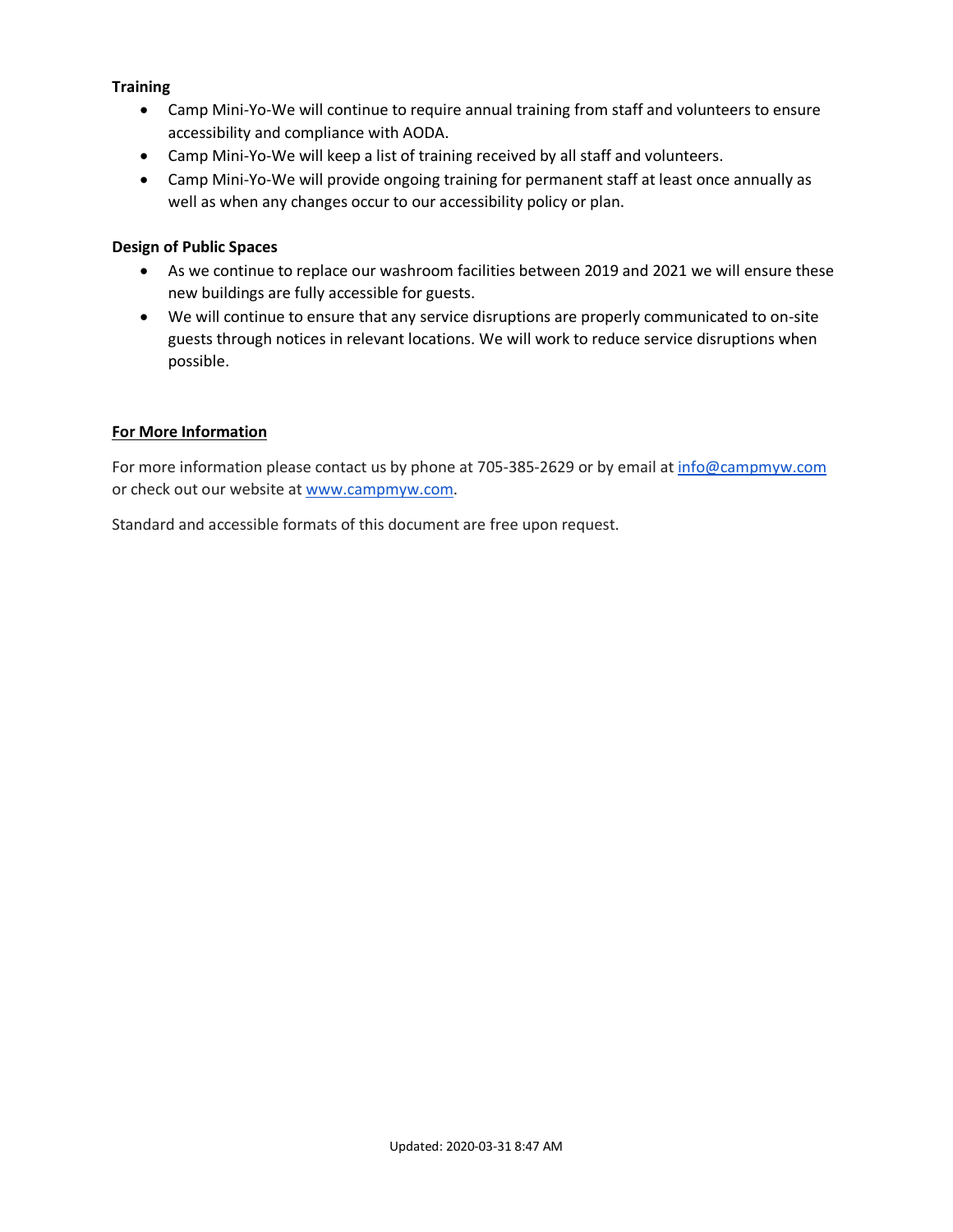**Training**

- Camp Mini-Yo-We will continue to require annual training from staff and volunteers to ensure accessibility and compliance with AODA.
- Camp Mini-Yo-We will keep a list of training received by all staff and volunteers.
- Camp Mini-Yo-We will provide ongoing training for permanent staff at least once annually as well as when any changes occur to our accessibility policy or plan.

**Design of Public Spaces**

- As we continue to replace our washroom facilities between 2019 and 2021 we will ensure these new buildings are fully accessible for guests.
- We will continue to ensure that any service disruptions are properly communicated to on-site guests through notices in relevant locations. We will work to reduce service disruptions when possible.

## For More Information

For more information please contact us by phone at 705-385-2629 or by email at info@campmyw.com or check out our website at www.campmyw.com.

Standard and accessible formats of this document are free upon request.

Updated: 2020-03-31 8:47 AM